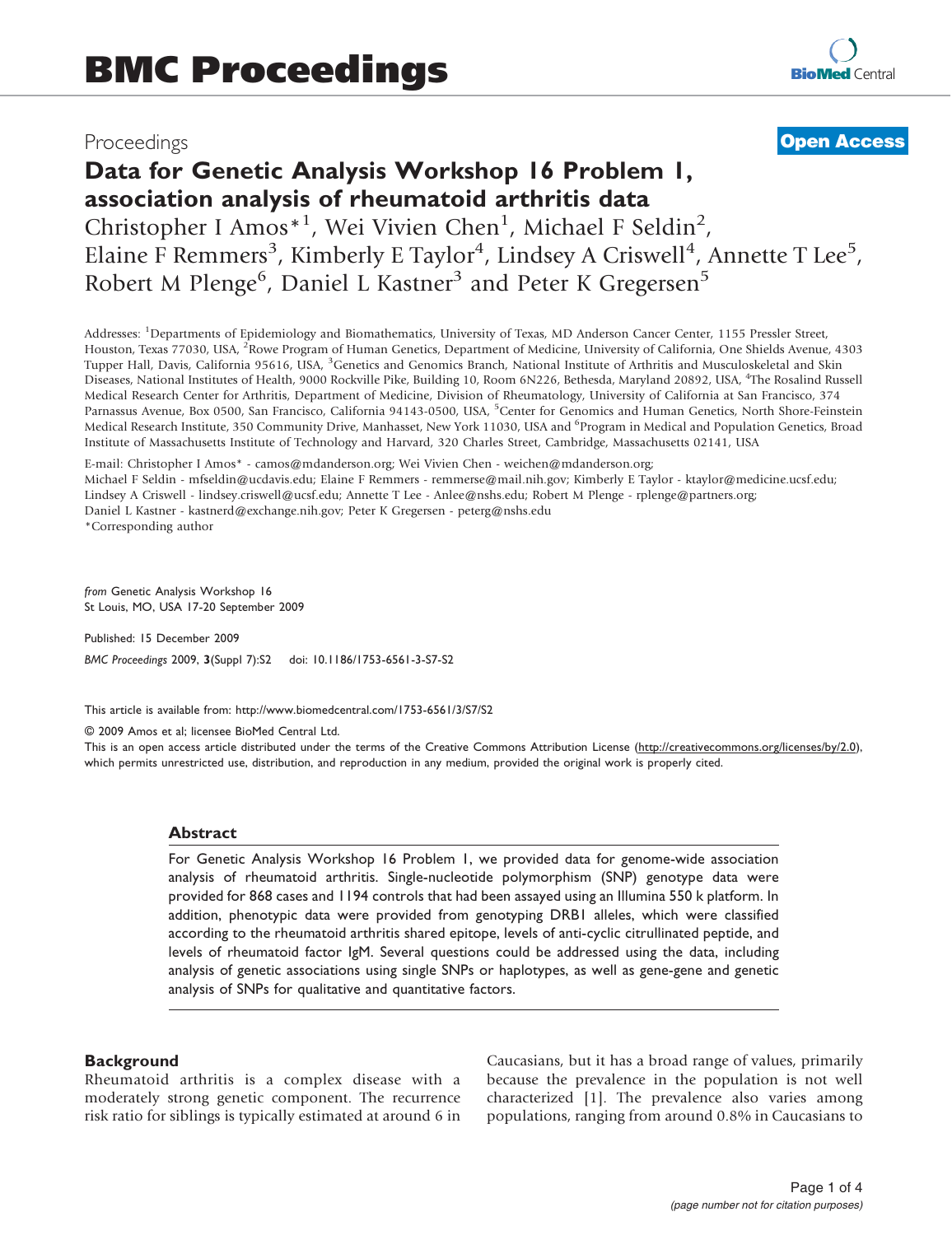# BMC Proceedings

Proceedings **Open Access**

## Data for Genetic Analysis Workshop 16 Problem 1, association analysis of rheumatoid arthritis data

Christopher I Amos*[1], Wei Vivien Chen[1], Michael F Seldin[2], Elaine F Remmers[3], Kimberly E Taylor[4], Lindsey A Criswell[4], Annette T Lee[5], Robert M Plenge[6], Daniel L Kastner[3] and Peter K Gregersen[5]

Addresses: [1]Departments of Epidemiology and Biomathematics, University of Texas, MD Anderson Cancer Center, 1155 Pressler Street, Houston, Texas 77030, USA, [2]Rowe Program of Human Genetics, Department of Medicine, University of California, One Shields Avenue, 4303 Tupper Hall, Davis, California 95616, USA, [3]Genetics and Genomics Branch, National Institute of Arthritis and Musculoskeletal and Skin Diseases, National Institutes of Health, 9000 Rockville Pike, Building 10, Room 6N226, Bethesda, Maryland 20892, USA, [4]The Rosalind Russell Medical Research Center for Arthritis, Department of Medicine, Division of Rheumatology, University of California at San Francisco, 374 Parnassus Avenue, Box 0500, San Francisco, California 94143-0500, USA, [5]Center for Genomics and Human Genetics, North Shore-Feinstein Medical Research Institute, 350 Community Drive, Manhasset, New York 11030, USA and [6]Program in Medical and Population Genetics, Broad Institute of Massachusetts Institute of Technology and Harvard, 320 Charles Street, Cambridge, Massachusetts 02141, USA

E-mail: Christopher I Amos* - camos@mdanderson.org; Wei Vivien Chen - weichen@mdanderson.org;
Michael F Seldin - mfseldin@ucdavis.edu; Elaine F Remmers - remmerse@mail.nih.gov; Kimberly E Taylor - ktaylor@medicine.ucsf.edu;
Lindsey A Criswell - lindsey.criswell@ucsf.edu; Annette T Lee - Anlee@nshs.edu; Robert M Plenge - rplenge@partners.org;
Daniel L Kastner - kastnerd@exchange.nih.gov; Peter K Gregersen - peterg@nshs.edu
*Corresponding author

*from* Genetic Analysis Workshop 16
St Louis, MO, USA 17-20 September 2009

Published: 15 December 2009

*BMC Proceedings* 2009, **3**(Suppl 7):S2 doi: 10.1186/1753-6561-3-S7-S2

This article is available from: http://www.biomedcentral.com/1753-6561/3/S7/S2

© 2009 Amos et al; licensee BioMed Central Ltd.
This is an open access article distributed under the terms of the Creative Commons Attribution License (http://creativecommons.org/licenses/by/2.0), which permits unrestricted use, distribution, and reproduction in any medium, provided the original work is properly cited.

### Abstract

For Genetic Analysis Workshop 16 Problem 1, we provided data for genome-wide association analysis of rheumatoid arthritis. Single-nucleotide polymorphism (SNP) genotype data were provided for 868 cases and 1194 controls that had been assayed using an Illumina 550 k platform. In addition, phenotypic data were provided from genotyping DRB1 alleles, which were classified according to the rheumatoid arthritis shared epitope, levels of anti-cyclic citrullinated peptide, and levels of rheumatoid factor IgM. Several questions could be addressed using the data, including analysis of genetic associations using single SNPs or haplotypes, as well as gene-gene and genetic analysis of SNPs for qualitative and quantitative factors.

## Background

Rheumatoid arthritis is a complex disease with a moderately strong genetic component. The recurrence risk ratio for siblings is typically estimated at around 6 in Caucasians, but it has a broad range of values, primarily because the prevalence in the population is not well characterized [1]. The prevalence also varies among populations, ranging from around 0.8% in Caucasians to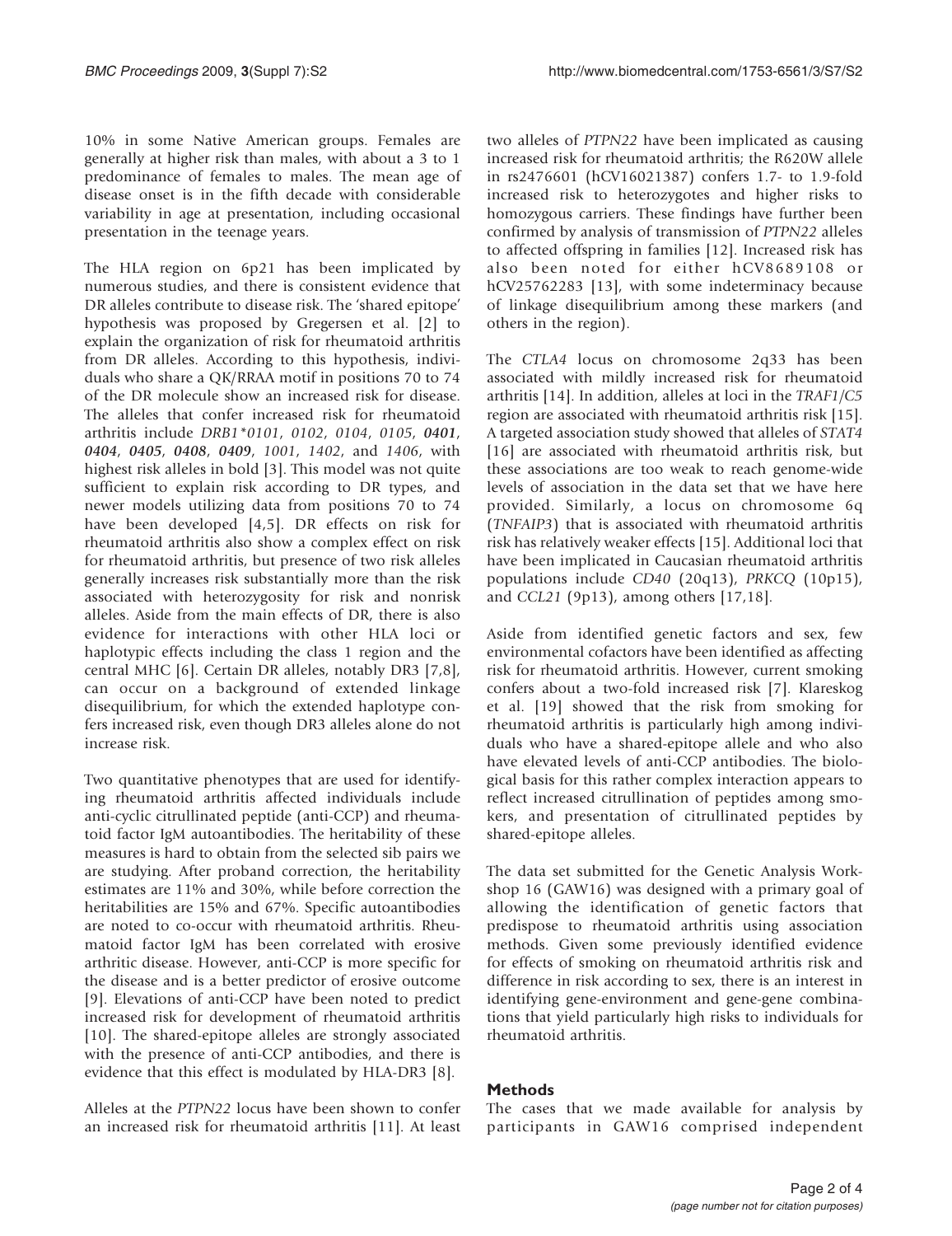10% in some Native American groups. Females are generally at higher risk than males, with about a 3 to 1 predominance of females to males. The mean age of disease onset is in the fifth decade with considerable variability in age at presentation, including occasional presentation in the teenage years.

The HLA region on 6p21 has been implicated by numerous studies, and there is consistent evidence that DR alleles contribute to disease risk. The 'shared epitope' hypothesis was proposed by Gregersen et al. [2] to explain the organization of risk for rheumatoid arthritis from DR alleles. According to this hypothesis, individuals who share a QK/RRAA motif in positions 70 to 74 of the DR molecule show an increased risk for disease. The alleles that confer increased risk for rheumatoid arthritis include *DRB1\*0101*, *0102*, *0104*, *0105*, ***0401***, ***0404***, ***0405***, ***0408***, ***0409***, *1001*, *1402*, and *1406*, with highest risk alleles in bold [3]. This model was not quite sufficient to explain risk according to DR types, and newer models utilizing data from positions 70 to 74 have been developed [4,5]. DR effects on risk for rheumatoid arthritis also show a complex effect on risk for rheumatoid arthritis, but presence of two risk alleles generally increases risk substantially more than the risk associated with heterozygosity for risk and nonrisk alleles. Aside from the main effects of DR, there is also evidence for interactions with other HLA loci or haplotypic effects including the class 1 region and the central MHC [6]. Certain DR alleles, notably DR3 [7,8], can occur on a background of extended linkage disequilibrium, for which the extended haplotype confers increased risk, even though DR3 alleles alone do not increase risk.

Two quantitative phenotypes that are used for identifying rheumatoid arthritis affected individuals include anti-cyclic citrullinated peptide (anti-CCP) and rheumatoid factor IgM autoantibodies. The heritability of these measures is hard to obtain from the selected sib pairs we are studying. After proband correction, the heritability estimates are 11% and 30%, while before correction the heritabilities are 15% and 67%. Specific autoantibodies are noted to co-occur with rheumatoid arthritis. Rheumatoid factor IgM has been correlated with erosive arthritic disease. However, anti-CCP is more specific for the disease and is a better predictor of erosive outcome [9]. Elevations of anti-CCP have been noted to predict increased risk for development of rheumatoid arthritis [10]. The shared-epitope alleles are strongly associated with the presence of anti-CCP antibodies, and there is evidence that this effect is modulated by HLA-DR3 [8].

Alleles at the *PTPN22* locus have been shown to confer an increased risk for rheumatoid arthritis [11]. At least two alleles of *PTPN22* have been implicated as causing increased risk for rheumatoid arthritis; the R620W allele in rs2476601 (hCV16021387) confers 1.7- to 1.9-fold increased risk to heterozygotes and higher risks to homozygous carriers. These findings have further been confirmed by analysis of transmission of *PTPN22* alleles to affected offspring in families [12]. Increased risk has also been noted for either hCV8689108 or hCV25762283 [13], with some indeterminacy because of linkage disequilibrium among these markers (and others in the region).

The *CTLA4* locus on chromosome 2q33 has been associated with mildly increased risk for rheumatoid arthritis [14]. In addition, alleles at loci in the *TRAF1*/*C5* region are associated with rheumatoid arthritis risk [15]. A targeted association study showed that alleles of *STAT4* [16] are associated with rheumatoid arthritis risk, but these associations are too weak to reach genome-wide levels of association in the data set that we have here provided. Similarly, a locus on chromosome 6q (*TNFAIP3*) that is associated with rheumatoid arthritis risk has relatively weaker effects [15]. Additional loci that have been implicated in Caucasian rheumatoid arthritis populations include *CD40* (20q13), *PRKCQ* (10p15), and *CCL21* (9p13), among others [17,18].

Aside from identified genetic factors and sex, few environmental cofactors have been identified as affecting risk for rheumatoid arthritis. However, current smoking confers about a two-fold increased risk [7]. Klareskog et al. [19] showed that the risk from smoking for rheumatoid arthritis is particularly high among individuals who have a shared-epitope allele and who also have elevated levels of anti-CCP antibodies. The biological basis for this rather complex interaction appears to reflect increased citrullination of peptides among smokers, and presentation of citrullinated peptides by shared-epitope alleles.

The data set submitted for the Genetic Analysis Workshop 16 (GAW16) was designed with a primary goal of allowing the identification of genetic factors that predispose to rheumatoid arthritis using association methods. Given some previously identified evidence for effects of smoking on rheumatoid arthritis risk and difference in risk according to sex, there is an interest in identifying gene-environment and gene-gene combinations that yield particularly high risks to individuals for rheumatoid arthritis.

## Methods

The cases that we made available for analysis by participants in GAW16 comprised independent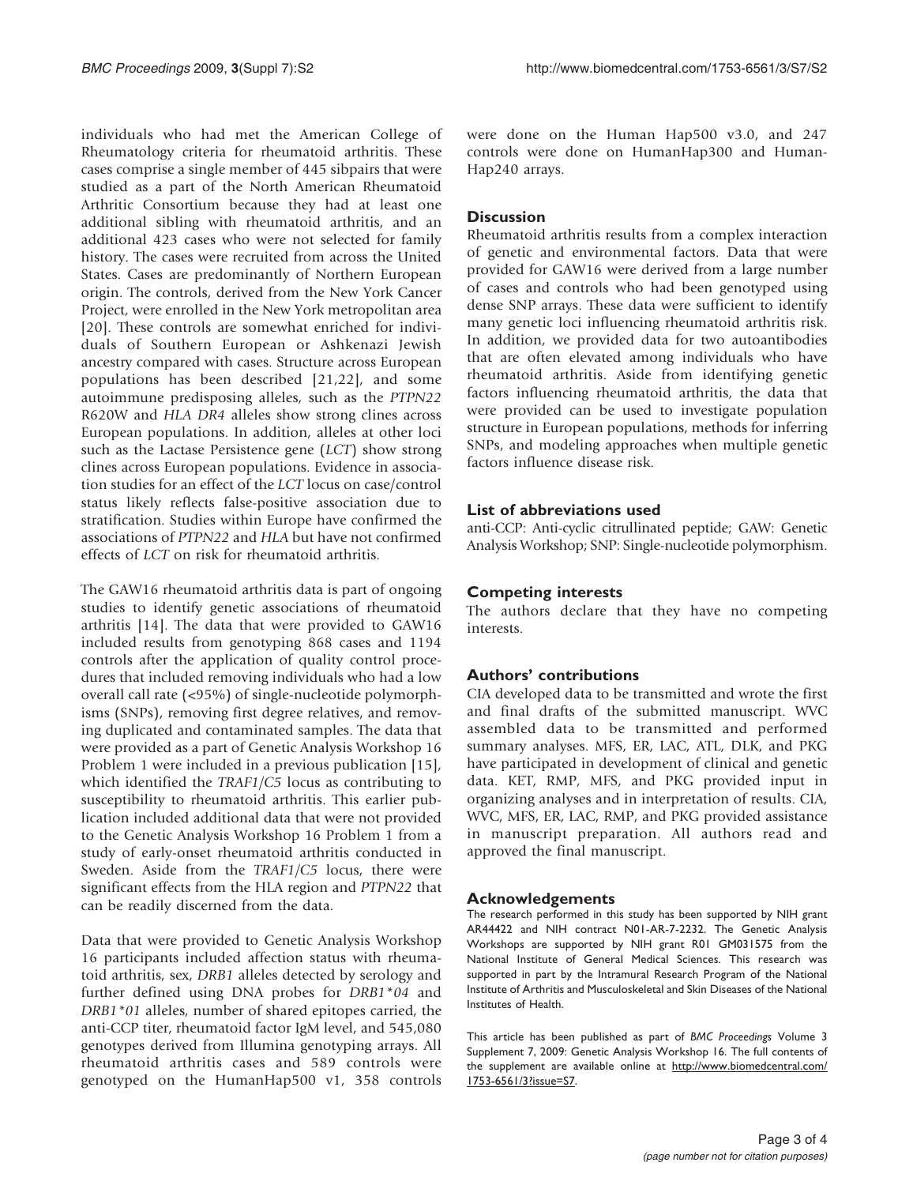individuals who had met the American College of Rheumatology criteria for rheumatoid arthritis. These cases comprise a single member of 445 sibpairs that were studied as a part of the North American Rheumatoid Arthritic Consortium because they had at least one additional sibling with rheumatoid arthritis, and an additional 423 cases who were not selected for family history. The cases were recruited from across the United States. Cases are predominantly of Northern European origin. The controls, derived from the New York Cancer Project, were enrolled in the New York metropolitan area [20]. These controls are somewhat enriched for individuals of Southern European or Ashkenazi Jewish ancestry compared with cases. Structure across European populations has been described [21,22], and some autoimmune predisposing alleles, such as the *PTPN22* R620W and *HLA DR4* alleles show strong clines across European populations. In addition, alleles at other loci such as the Lactase Persistence gene (*LCT*) show strong clines across European populations. Evidence in association studies for an effect of the *LCT* locus on case/control status likely reflects false-positive association due to stratification. Studies within Europe have confirmed the associations of *PTPN22* and *HLA* but have not confirmed effects of *LCT* on risk for rheumatoid arthritis.

The GAW16 rheumatoid arthritis data is part of ongoing studies to identify genetic associations of rheumatoid arthritis [14]. The data that were provided to GAW16 included results from genotyping 868 cases and 1194 controls after the application of quality control procedures that included removing individuals who had a low overall call rate (<95%) of single-nucleotide polymorphisms (SNPs), removing first degree relatives, and removing duplicated and contaminated samples. The data that were provided as a part of Genetic Analysis Workshop 16 Problem 1 were included in a previous publication [15], which identified the *TRAF1*/*C5* locus as contributing to susceptibility to rheumatoid arthritis. This earlier publication included additional data that were not provided to the Genetic Analysis Workshop 16 Problem 1 from a study of early-onset rheumatoid arthritis conducted in Sweden. Aside from the *TRAF1*/*C5* locus, there were significant effects from the HLA region and *PTPN22* that can be readily discerned from the data.

Data that were provided to Genetic Analysis Workshop 16 participants included affection status with rheumatoid arthritis, sex, *DRB1* alleles detected by serology and further defined using DNA probes for *DRB1*\*04* and *DRB1*\*01* alleles, number of shared epitopes carried, the anti-CCP titer, rheumatoid factor IgM level, and 545,080 genotypes derived from Illumina genotyping arrays. All rheumatoid arthritis cases and 589 controls were genotyped on the HumanHap500 v1, 358 controls were done on the Human Hap500 v3.0, and 247 controls were done on HumanHap300 and HumanHap240 arrays.

## Discussion

Rheumatoid arthritis results from a complex interaction of genetic and environmental factors. Data that were provided for GAW16 were derived from a large number of cases and controls who had been genotyped using dense SNP arrays. These data were sufficient to identify many genetic loci influencing rheumatoid arthritis risk. In addition, we provided data for two autoantibodies that are often elevated among individuals who have rheumatoid arthritis. Aside from identifying genetic factors influencing rheumatoid arthritis, the data that were provided can be used to investigate population structure in European populations, methods for inferring SNPs, and modeling approaches when multiple genetic factors influence disease risk.

## List of abbreviations used

anti-CCP: Anti-cyclic citrullinated peptide; GAW: Genetic Analysis Workshop; SNP: Single-nucleotide polymorphism.

## Competing interests

The authors declare that they have no competing interests.

## Authors' contributions

CIA developed data to be transmitted and wrote the first and final drafts of the submitted manuscript. WVC assembled data to be transmitted and performed summary analyses. MFS, ER, LAC, ATL, DLK, and PKG have participated in development of clinical and genetic data. KET, RMP, MFS, and PKG provided input in organizing analyses and in interpretation of results. CIA, WVC, MFS, ER, LAC, RMP, and PKG provided assistance in manuscript preparation. All authors read and approved the final manuscript.

## Acknowledgements

The research performed in this study has been supported by NIH grant AR44422 and NIH contract N01-AR-7-2232. The Genetic Analysis Workshops are supported by NIH grant R01 GM031575 from the National Institute of General Medical Sciences. This research was supported in part by the Intramural Research Program of the National Institute of Arthritis and Musculoskeletal and Skin Diseases of the National Institutes of Health.

This article has been published as part of *BMC Proceedings* Volume 3 Supplement 7, 2009: Genetic Analysis Workshop 16. The full contents of the supplement are available online at http://www.biomedcentral.com/1753-6561/3?issue=S7.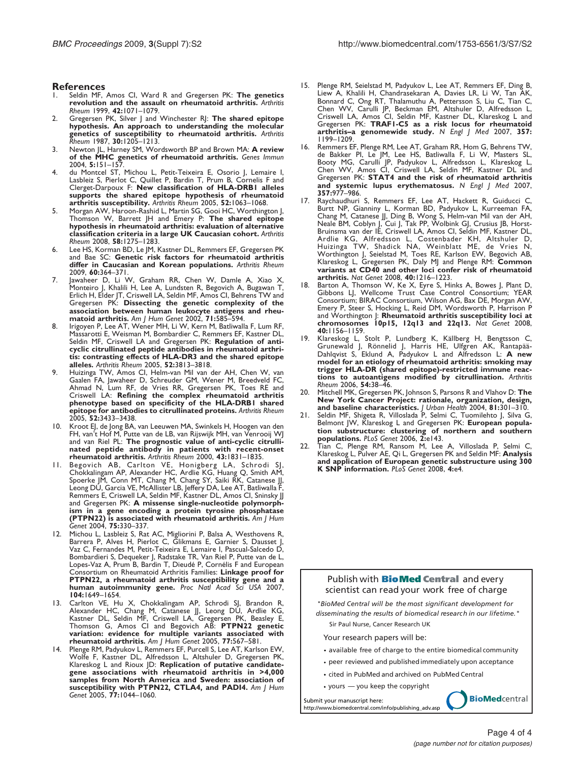## References

1. Seldin MF, Amos CI, Ward R and Gregersen PK: **The genetics revolution and the assault on rheumatoid arthritis.** *Arthritis Rheum* 1999, **42:**1071–1079.
2. Gregersen PK, Silver J and Winchester RJ: **The shared epitope hypothesis. An approach to understanding the molecular genetics of susceptibility to rheumatoid arthritis.** *Arthritis Rheum* 1987, **30:**1205–1213.
3. Newton JL, Harney SM, Wordsworth BP and Brown MA: **A review of the MHC genetics of rheumatoid arthritis.** *Genes Immun* 2004, **5:**151–157.
4. du Montcel ST, Michou L, Petit-Teixeira E, Osorio J, Lemaire I, Lasbleiz S, Pierlot C, Quillet P, Bardin T, Prum B, Cornelis F and Clerget-Darpoux F: **New classification of HLA-DRB1 alleles supports the shared epitope hypothesis of rheumatoid arthritis susceptibility.** *Arthritis Rheum* 2005, **52:**1063–1068.
5. Morgan AW, Haroon-Rashid L, Martin SG, Gooi HC, Worthington J, Thomson W, Barrett JH and Emery P: **The shared epitope hypothesis in rheumatoid arthritis: evaluation of alternative classification criteria in a large UK Caucasian cohort.** *Arthritis Rheum* 2008, **58:**1275–1283.
6. Lee HS, Korman BD, Le JM, Kastner DL, Remmers EF, Gregersen PK and Bae SC: **Genetic risk factors for rheumatoid arthritis differ in Caucasian and Korean populations.** *Arthritis Rheum* 2009, **60:**364–371.
7. Jawaheer D, Li W, Graham RR, Chen W, Damle A, Xiao X, Monteiro J, Khalili H, Lee A, Lundsten R, Begovich A, Bugawan T, Erlich H, Elder JT, Criswell LA, Seldin MF, Amos CI, Behrens TW and Gregersen PK: **Dissecting the genetic complexity of the association between human leukocyte antigens and rheumatoid arthritis.** *Am J Hum Genet* 2002, **71:**585–594.
8. Irigoyen P, Lee AT, Wener MH, Li W, Kern M, Batliwalla F, Lum RF, Massarotti E, Weisman M, Bombardier C, Remmers EF, Kastner DL, Seldin MF, Criswell LA and Gregersen PK: **Regulation of anti-cyclic citrullinated peptide antibodies in rheumatoid arthritis: contrasting effects of HLA-DR3 and the shared epitope alleles.** *Arthritis Rheum* 2005, **52:**3813–3818.
9. Huizinga TW, Amos CI, Helm-van Mil van der AH, Chen W, van Gaalen FA, Jawaheer D, Schreuder GM, Wener M, Breedveld FC, Ahmad N, Lum RF, de Vries RR, Gregersen PK, Toes RE and Criswell LA: **Refining the complex rheumatoid arthritis phenotype based on specificity of the HLA-DRB1 shared epitope for antibodies to citrullinated proteins.** *Arthritis Rheum* 2005, **52:**3433–3438.
10. Kroot EJ, de Jong BA, van Leeuwen MA, Swinkels H, Hoogen van den FH, van't Hof M, Putte van de LB, van Rijswijk MH, van Venrooij WJ and van Riel PL: **The prognostic value of anti-cyclic citrullinated peptide antibody in patients with recent-onset rheumatoid arthritis.** *Arthritis Rheum* 2000, **43:**1831–1835.
11. Begovich AB, Carlton VE, Honigberg LA, Schrodi SJ, Chokkalingam AP, Alexander HC, Ardlie KG, Huang Q, Smith AM, Spoerke JM, Conn MT, Chang M, Chang SY, Saiki RK, Catanese JJ, Leong DU, Garcia VE, McAllister LB, Jeffery DA, Lee AT, Batliwalla F, Remmers E, Criswell LA, Seldin MF, Kastner DL, Amos CI, Sninsky JJ and Gregersen PK: **A missense single-nucleotide polymorphism in a gene encoding a protein tyrosine phosphatase (PTPN22) is associated with rheumatoid arthritis.** *Am J Hum Genet* 2004, **75:**330–337.
12. Michou L, Lasbleiz S, Rat AC, Migliorini P, Balsa A, Westhovens R, Barrera P, Alves H, Pierlot C, Glikmans E, Garnier S, Dausset J, Vaz C, Fernandes M, Petit-Teixeira E, Lemaire I, Pascual-Salcedo D, Bombardieri S, Dequeker J, Radstake TR, Van Riel P, Putte van de L, Lopes-Vaz A, Prum B, Bardin T, Dieudé P, Cornélis F and European Consortium on Rheumatoid Arthritis Families: **Linkage proof for PTPN22, a rheumatoid arthritis susceptibility gene and a human autoimmunity gene.** *Proc Natl Acad Sci USA* 2007, **104:**1649–1654.
13. Carlton VE, Hu X, Chokkalingam AP, Schrodi SJ, Brandon R, Alexander HC, Chang M, Catanese JJ, Leong DU, Ardlie KG, Kastner DL, Seldin MF, Criswell LA, Gregersen PK, Beasley E, Thomson G, Amos CI and Begovich AB: **PTPN22 genetic variation: evidence for multiple variants associated with rheumatoid arthritis.** *Am J Hum Genet* 2005, **77:**567–581.
14. Plenge RM, Padyukov L, Remmers EF, Purcell S, Lee AT, Karlson EW, Wolfe F, Kastner DL, Alfredsson L, Altshuler D, Gregersen PK, Klareskog L and Rioux JD: **Replication of putative candidate-gene associations with rheumatoid arthritis in >4,000 samples from North America and Sweden: association of susceptibility with PTPN22, CTLA4, and PADI4.** *Am J Hum Genet* 2005, **77:**1044–1060.
15. Plenge RM, Seielstad M, Padyukov L, Lee AT, Remmers EF, Ding B, Liew A, Khalili H, Chandrasekaran A, Davies LR, Li W, Tan AK, Bonnard C, Ong RT, Thalamuthu A, Pettersson S, Liu C, Tian C, Chen WV, Carulli JP, Beckman EM, Altshuler D, Alfredsson L, Criswell LA, Amos CI, Seldin MF, Kastner DL, Klareskog L and Gregersen PK: **TRAF1-C5 as a risk locus for rheumatoid arthritis–a genomewide study.** *N Engl J Med* 2007, **357:** 1199–1209.
16. Remmers EF, Plenge RM, Lee AT, Graham RR, Hom G, Behrens TW, de Bakker PI, Le JM, Lee HS, Batliwalla F, Li W, Masters SL, Booty MG, Carulli JP, Padyukov L, Alfredsson L, Klareskog L, Chen WV, Amos CI, Criswell LA, Seldin MF, Kastner DL and Gregersen PK: **STAT4 and the risk of rheumatoid arthritis and systemic lupus erythematosus.** *N Engl J Med* 2007, **357:**977–986.
17. Raychaudhuri S, Remmers EF, Lee AT, Hackett R, Guiducci C, Burtt NP, Gianniny L, Korman BD, Padyukov L, Kurreeman FA, Chang M, Catanese JJ, Ding B, Wong S, Helm-van Mil van der AH, Neale BM, Coblyn J, Cui J, Tak PP, Wolbink GJ, Crusius JB, Horst-Bruinsma van der IE, Criswell LA, Amos CI, Seldin MF, Kastner DL, Ardlie KG, Alfredsson L, Costenbader KH, Altshuler D, Huizinga TW, Shadick NA, Weinblatt ME, de Vries N, Worthington J, Seielstad M, Toes RE, Karlson EW, Begovich AB, Klareskog L, Gregersen PK, Daly MJ and Plenge RM: **Common variants at CD40 and other loci confer risk of rheumatoid arthritis.** *Nat Genet* 2008, **40:**1216–1223.
18. Barton A, Thomson W, Ke X, Eyre S, Hinks A, Bowes J, Plant D, Gibbons LJ, Wellcome Trust Case Control Consortium; YEAR Consortium; BIRAC Consortium, Wilson AG, Bax DE, Morgan AW, Emery P, Steer S, Hocking L, Reid DM, Wordsworth P, Harrison P and Worthington J: **Rheumatoid arthritis susceptibility loci at chromosomes 10p15, 12q13 and 22q13.** *Nat Genet* 2008, **40:**1156–1159.
19. Klareskog L, Stolt P, Lundberg K, Källberg H, Bengtsson C, Grunewald J, Rönnelid J, Harris HE, Ulfgren AK, Rantapää-Dahlqvist S, Eklund A, Padyukov L and Alfredsson L: **A new model for an etiology of rheumatoid arthritis: smoking may trigger HLA-DR (shared epitope)-restricted immune reactions to autoantigens modified by citrullination.** *Arthritis Rheum* 2006, **54:**38–46.
20. Mitchell MK, Gregersen PK, Johnson S, Parsons R and Vlahov D: **The New York Cancer Project: rationale, organization, design, and baseline characteristics.** *J Urban Health* 2004, **81:**301–310.
21. Seldin MF, Shigeta R, Villoslada P, Selmi C, Tuomilehto J, Silva G, Belmont JW, Klareskog L and Gregersen PK: **European population substructure: clustering of northern and southern populations.** *PLoS Genet* 2006, **2:**e143.
22. Tian C, Plenge RM, Ransom M, Lee A, Villoslada P, Selmi C, Klareskog L, Pulver AE, Qi L, Gregersen PK and Seldin MF: **Analysis and application of European genetic substructure using 300 K SNP information.** *PLoS Genet* 2008, **4:**e4.

---

Publish with **BioMed Central** and every scientist can read your work free of charge

*"BioMed Central will be the most significant development for disseminating the results of biomedical research in our lifetime."*

Sir Paul Nurse, Cancer Research UK

Your research papers will be:

- available free of charge to the entire biomedical community
- peer reviewed and published immediately upon acceptance
- cited in PubMed and archived on PubMed Central
- yours — you keep the copyright

Submit your manuscript here:
http://www.biomedcentral.com/info/publishing_adv.asp

**BioMed**central